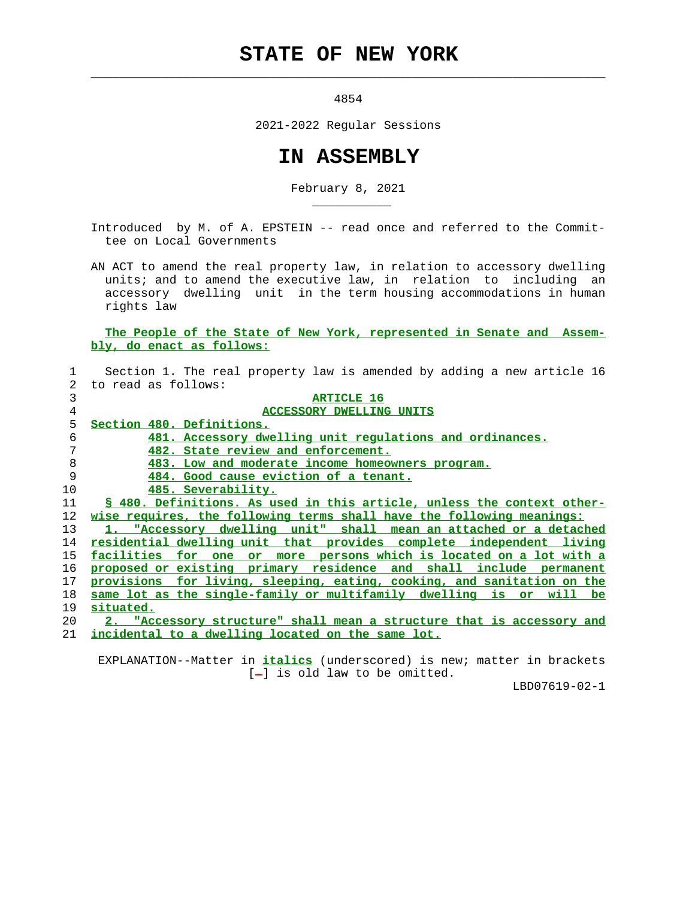# STATE OF NEW YORK

4854

2021-2022 Regular Sessions

# IN ASSEMBLY

February 8, 2021

Introduced by M. of A. EPSTEIN -- read once and referred to the Committee on Local Governments

AN ACT to amend the real property law, in relation to accessory dwelling units; and to amend the executive law, in relation to including an accessory dwelling unit in the term housing accommodations in human rights law

**The People of the State of New York, represented in Senate and Assembly, do enact as follows:**

1 Section 1. The real property law is amended by adding a new article 16
2 to read as follows:

3 **ARTICLE 16**

4 **ACCESSORY DWELLING UNITS**

5 **Section 480. Definitions.**

6 **481. Accessory dwelling unit regulations and ordinances.**

7 **482. State review and enforcement.**

8 **483. Low and moderate income homeowners program.**

9 **484. Good cause eviction of a tenant.**

10 **485. Severability.**

11 **§ 480. Definitions. As used in this article, unless the context other-**
12 **wise requires, the following terms shall have the following meanings:**

13 **1. "Accessory dwelling unit" shall mean an attached or a detached**
14 **residential dwelling unit that provides complete independent living**
15 **facilities for one or more persons which is located on a lot with a**
16 **proposed or existing primary residence and shall include permanent**
17 **provisions for living, sleeping, eating, cooking, and sanitation on the**
18 **same lot as the single-family or multifamily dwelling is or will be**
19 **situated.**

20 **2. "Accessory structure" shall mean a structure that is accessory and**
21 **incidental to a dwelling located on the same lot.**

EXPLANATION--Matter in ***italics*** (underscored) is new; matter in brackets [-] is old law to be omitted.

LBD07619-02-1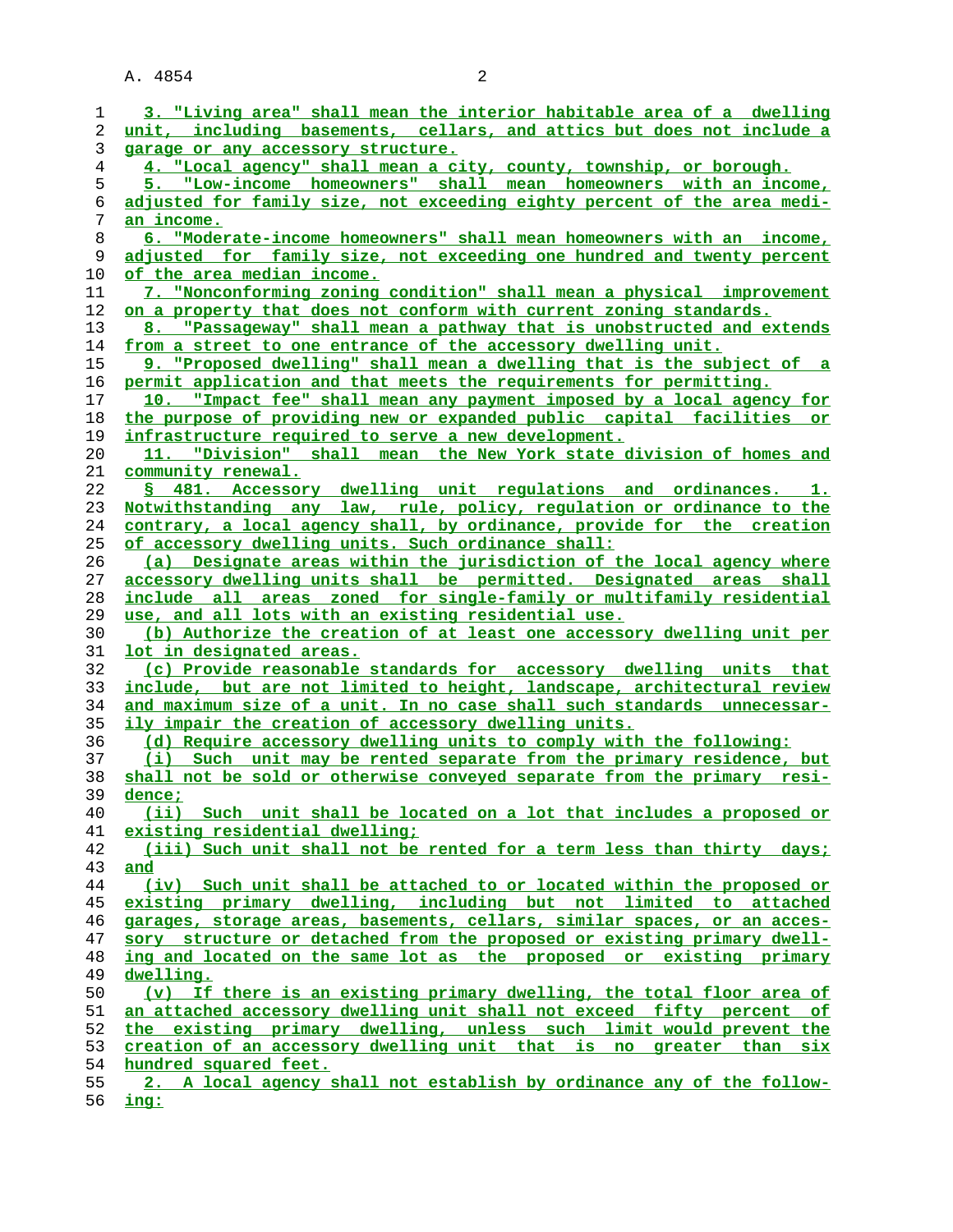3. "Living area" shall mean the interior habitable area of a dwelling unit, including basements, cellars, and attics but does not include a garage or any accessory structure.

4. "Local agency" shall mean a city, county, township, or borough.

5. "Low-income homeowners" shall mean homeowners with an income, adjusted for family size, not exceeding eighty percent of the area median income.

6. "Moderate-income homeowners" shall mean homeowners with an income, adjusted for family size, not exceeding one hundred and twenty percent of the area median income.

7. "Nonconforming zoning condition" shall mean a physical improvement on a property that does not conform with current zoning standards.

8. "Passageway" shall mean a pathway that is unobstructed and extends from a street to one entrance of the accessory dwelling unit.

9. "Proposed dwelling" shall mean a dwelling that is the subject of a permit application and that meets the requirements for permitting.

10. "Impact fee" shall mean any payment imposed by a local agency for the purpose of providing new or expanded public capital facilities or infrastructure required to serve a new development.

11. "Division" shall mean the New York state division of homes and community renewal.

§ 481. Accessory dwelling unit regulations and ordinances. 1. Notwithstanding any law, rule, policy, regulation or ordinance to the contrary, a local agency shall, by ordinance, provide for the creation of accessory dwelling units. Such ordinance shall:

(a) Designate areas within the jurisdiction of the local agency where accessory dwelling units shall be permitted. Designated areas shall include all areas zoned for single-family or multifamily residential use, and all lots with an existing residential use.

(b) Authorize the creation of at least one accessory dwelling unit per lot in designated areas.

(c) Provide reasonable standards for accessory dwelling units that include, but are not limited to height, landscape, architectural review and maximum size of a unit. In no case shall such standards unnecessarily impair the creation of accessory dwelling units.

(d) Require accessory dwelling units to comply with the following:

(i) Such unit may be rented separate from the primary residence, but shall not be sold or otherwise conveyed separate from the primary residence;

(ii) Such unit shall be located on a lot that includes a proposed or existing residential dwelling;

(iii) Such unit shall not be rented for a term less than thirty days; and

(iv) Such unit shall be attached to or located within the proposed or existing primary dwelling, including but not limited to attached garages, storage areas, basements, cellars, similar spaces, or an accessory structure or detached from the proposed or existing primary dwelling and located on the same lot as the proposed or existing primary dwelling.

(v) If there is an existing primary dwelling, the total floor area of an attached accessory dwelling unit shall not exceed fifty percent of the existing primary dwelling, unless such limit would prevent the creation of an accessory dwelling unit that is no greater than six hundred squared feet.

2. A local agency shall not establish by ordinance any of the following: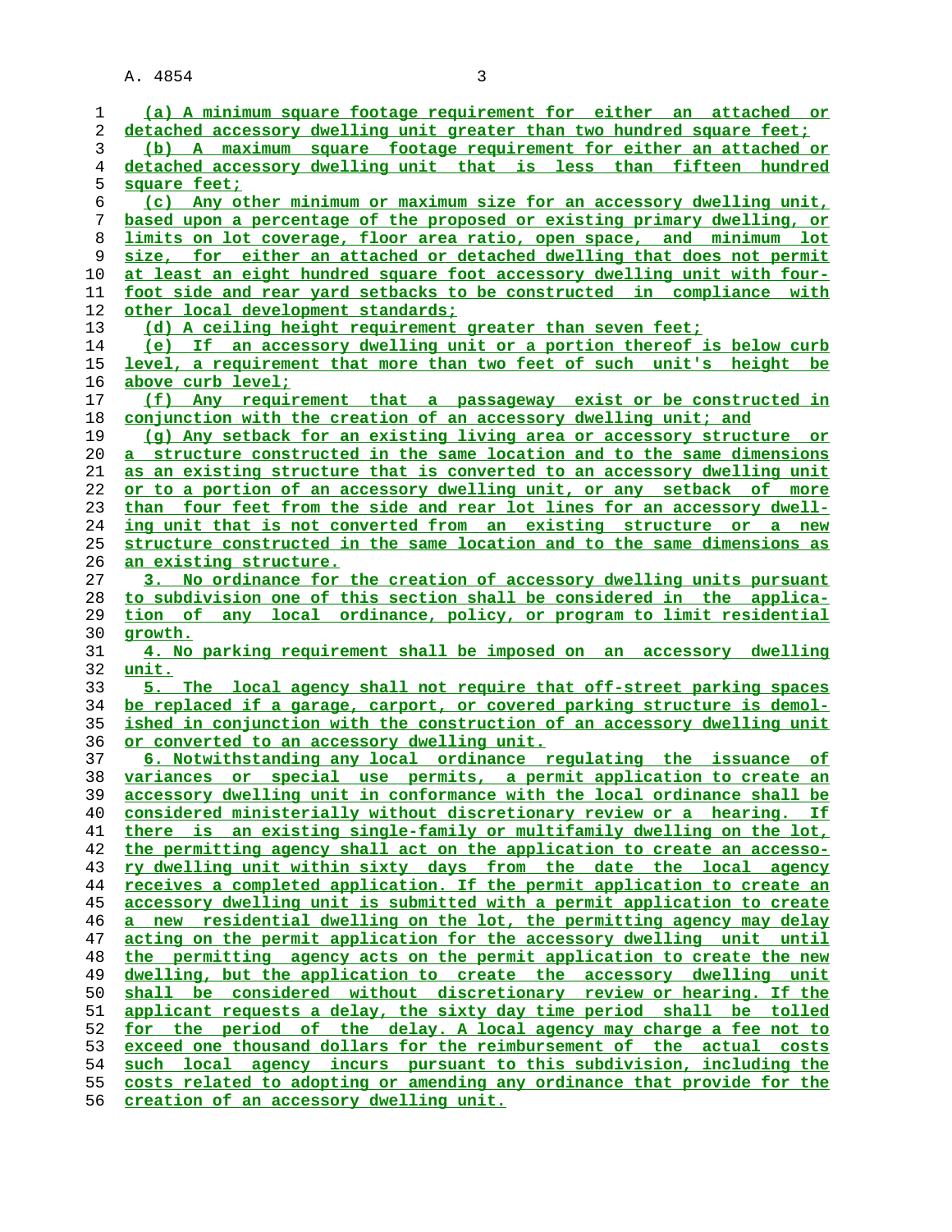(a) A minimum square footage requirement for either an attached or detached accessory dwelling unit greater than two hundred square feet;

(b) A maximum square footage requirement for either an attached or detached accessory dwelling unit that is less than fifteen hundred square feet;

(c) Any other minimum or maximum size for an accessory dwelling unit, based upon a percentage of the proposed or existing primary dwelling, or limits on lot coverage, floor area ratio, open space, and minimum lot size, for either an attached or detached dwelling that does not permit at least an eight hundred square foot accessory dwelling unit with four-foot side and rear yard setbacks to be constructed in compliance with other local development standards;

(d) A ceiling height requirement greater than seven feet;

(e) If an accessory dwelling unit or a portion thereof is below curb level, a requirement that more than two feet of such unit's height be above curb level;

(f) Any requirement that a passageway exist or be constructed in conjunction with the creation of an accessory dwelling unit; and

(g) Any setback for an existing living area or accessory structure or a structure constructed in the same location and to the same dimensions as an existing structure that is converted to an accessory dwelling unit or to a portion of an accessory dwelling unit, or any setback of more than four feet from the side and rear lot lines for an accessory dwelling unit that is not converted from an existing structure or a new structure constructed in the same location and to the same dimensions as an existing structure.

3. No ordinance for the creation of accessory dwelling units pursuant to subdivision one of this section shall be considered in the application of any local ordinance, policy, or program to limit residential growth.

4. No parking requirement shall be imposed on an accessory dwelling unit.

5. The local agency shall not require that off-street parking spaces be replaced if a garage, carport, or covered parking structure is demolished in conjunction with the construction of an accessory dwelling unit or converted to an accessory dwelling unit.

6. Notwithstanding any local ordinance regulating the issuance of variances or special use permits, a permit application to create an accessory dwelling unit in conformance with the local ordinance shall be considered ministerially without discretionary review or a hearing. If there is an existing single-family or multifamily dwelling on the lot, the permitting agency shall act on the application to create an accessory dwelling unit within sixty days from the date the local agency receives a completed application. If the permit application to create an accessory dwelling unit is submitted with a permit application to create a new residential dwelling on the lot, the permitting agency may delay acting on the permit application for the accessory dwelling unit until the permitting agency acts on the permit application to create the new dwelling, but the application to create the accessory dwelling unit shall be considered without discretionary review or hearing. If the applicant requests a delay, the sixty day time period shall be tolled for the period of the delay. A local agency may charge a fee not to exceed one thousand dollars for the reimbursement of the actual costs such local agency incurs pursuant to this subdivision, including the costs related to adopting or amending any ordinance that provide for the creation of an accessory dwelling unit.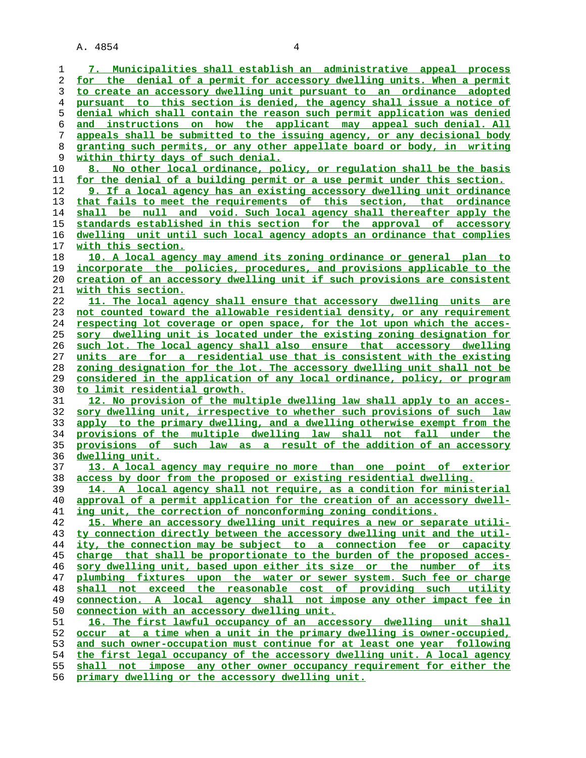7. Municipalities shall establish an administrative appeal process for the denial of a permit for accessory dwelling units. When a permit to create an accessory dwelling unit pursuant to an ordinance adopted pursuant to this section is denied, the agency shall issue a notice of denial which shall contain the reason such permit application was denied and instructions on how the applicant may appeal such denial. All appeals shall be submitted to the issuing agency, or any decisional body granting such permits, or any other appellate board or body, in writing within thirty days of such denial.

8. No other local ordinance, policy, or regulation shall be the basis for the denial of a building permit or a use permit under this section.

9. If a local agency has an existing accessory dwelling unit ordinance that fails to meet the requirements of this section, that ordinance shall be null and void. Such local agency shall thereafter apply the standards established in this section for the approval of accessory dwelling unit until such local agency adopts an ordinance that complies with this section.

10. A local agency may amend its zoning ordinance or general plan to incorporate the policies, procedures, and provisions applicable to the creation of an accessory dwelling unit if such provisions are consistent with this section.

11. The local agency shall ensure that accessory dwelling units are not counted toward the allowable residential density, or any requirement respecting lot coverage or open space, for the lot upon which the accessory dwelling unit is located under the existing zoning designation for such lot. The local agency shall also ensure that accessory dwelling units are for a residential use that is consistent with the existing zoning designation for the lot. The accessory dwelling unit shall not be considered in the application of any local ordinance, policy, or program to limit residential growth.

12. No provision of the multiple dwelling law shall apply to an accessory dwelling unit, irrespective to whether such provisions of such law apply to the primary dwelling, and a dwelling otherwise exempt from the provisions of the multiple dwelling law shall not fall under the provisions of such law as a result of the addition of an accessory dwelling unit.

13. A local agency may require no more than one point of exterior access by door from the proposed or existing residential dwelling.

14. A local agency shall not require, as a condition for ministerial approval of a permit application for the creation of an accessory dwelling unit, the correction of nonconforming zoning conditions.

15. Where an accessory dwelling unit requires a new or separate utility connection directly between the accessory dwelling unit and the utility, the connection may be subject to a connection fee or capacity charge that shall be proportionate to the burden of the proposed accessory dwelling unit, based upon either its size or the number of its plumbing fixtures upon the water or sewer system. Such fee or charge shall not exceed the reasonable cost of providing such utility connection. A local agency shall not impose any other impact fee in connection with an accessory dwelling unit.

16. The first lawful occupancy of an accessory dwelling unit shall occur at a time when a unit in the primary dwelling is owner-occupied, and such owner-occupation must continue for at least one year following the first legal occupancy of the accessory dwelling unit. A local agency shall not impose any other owner occupancy requirement for either the primary dwelling or the accessory dwelling unit.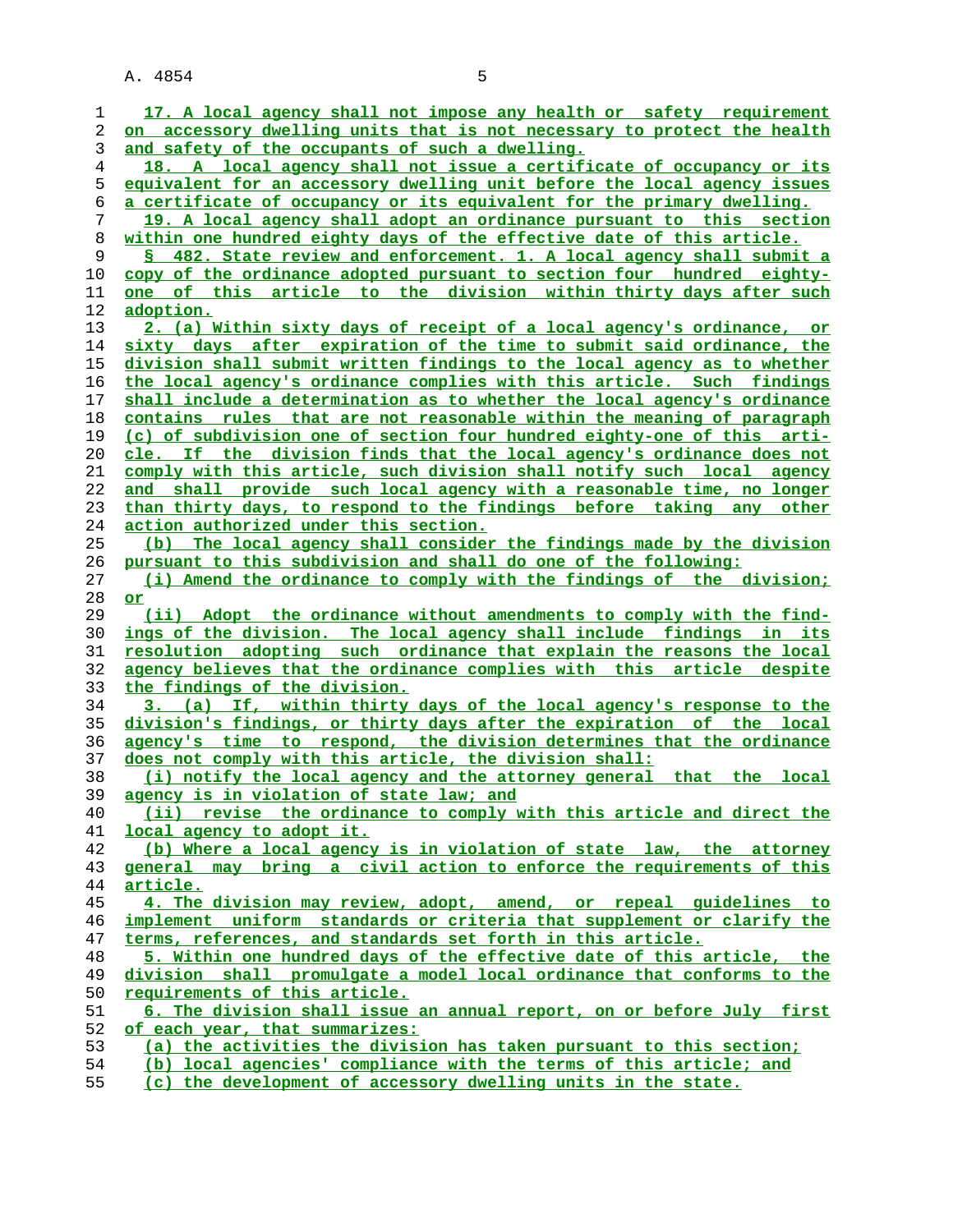17. A local agency shall not impose any health or safety requirement on accessory dwelling units that is not necessary to protect the health and safety of the occupants of such a dwelling.

18. A local agency shall not issue a certificate of occupancy or its equivalent for an accessory dwelling unit before the local agency issues a certificate of occupancy or its equivalent for the primary dwelling.

19. A local agency shall adopt an ordinance pursuant to this section within one hundred eighty days of the effective date of this article.

§ 482. State review and enforcement. 1. A local agency shall submit a copy of the ordinance adopted pursuant to section four hundred eighty-one of this article to the division within thirty days after such adoption.

2. (a) Within sixty days of receipt of a local agency's ordinance, or sixty days after expiration of the time to submit said ordinance, the division shall submit written findings to the local agency as to whether the local agency's ordinance complies with this article. Such findings shall include a determination as to whether the local agency's ordinance contains rules that are not reasonable within the meaning of paragraph (c) of subdivision one of section four hundred eighty-one of this article. If the division finds that the local agency's ordinance does not comply with this article, such division shall notify such local agency and shall provide such local agency with a reasonable time, no longer than thirty days, to respond to the findings before taking any other action authorized under this section.

(b) The local agency shall consider the findings made by the division pursuant to this subdivision and shall do one of the following:

(i) Amend the ordinance to comply with the findings of the division; or

(ii) Adopt the ordinance without amendments to comply with the findings of the division. The local agency shall include findings in its resolution adopting such ordinance that explain the reasons the local agency believes that the ordinance complies with this article despite the findings of the division.

3. (a) If, within thirty days of the local agency's response to the division's findings, or thirty days after the expiration of the local agency's time to respond, the division determines that the ordinance does not comply with this article, the division shall:

(i) notify the local agency and the attorney general that the local agency is in violation of state law; and

(ii) revise the ordinance to comply with this article and direct the local agency to adopt it.

(b) Where a local agency is in violation of state law, the attorney general may bring a civil action to enforce the requirements of this article.

4. The division may review, adopt, amend, or repeal guidelines to implement uniform standards or criteria that supplement or clarify the terms, references, and standards set forth in this article.

5. Within one hundred days of the effective date of this article, the division shall promulgate a model local ordinance that conforms to the requirements of this article.

6. The division shall issue an annual report, on or before July first of each year, that summarizes:

(a) the activities the division has taken pursuant to this section;

(b) local agencies' compliance with the terms of this article; and

(c) the development of accessory dwelling units in the state.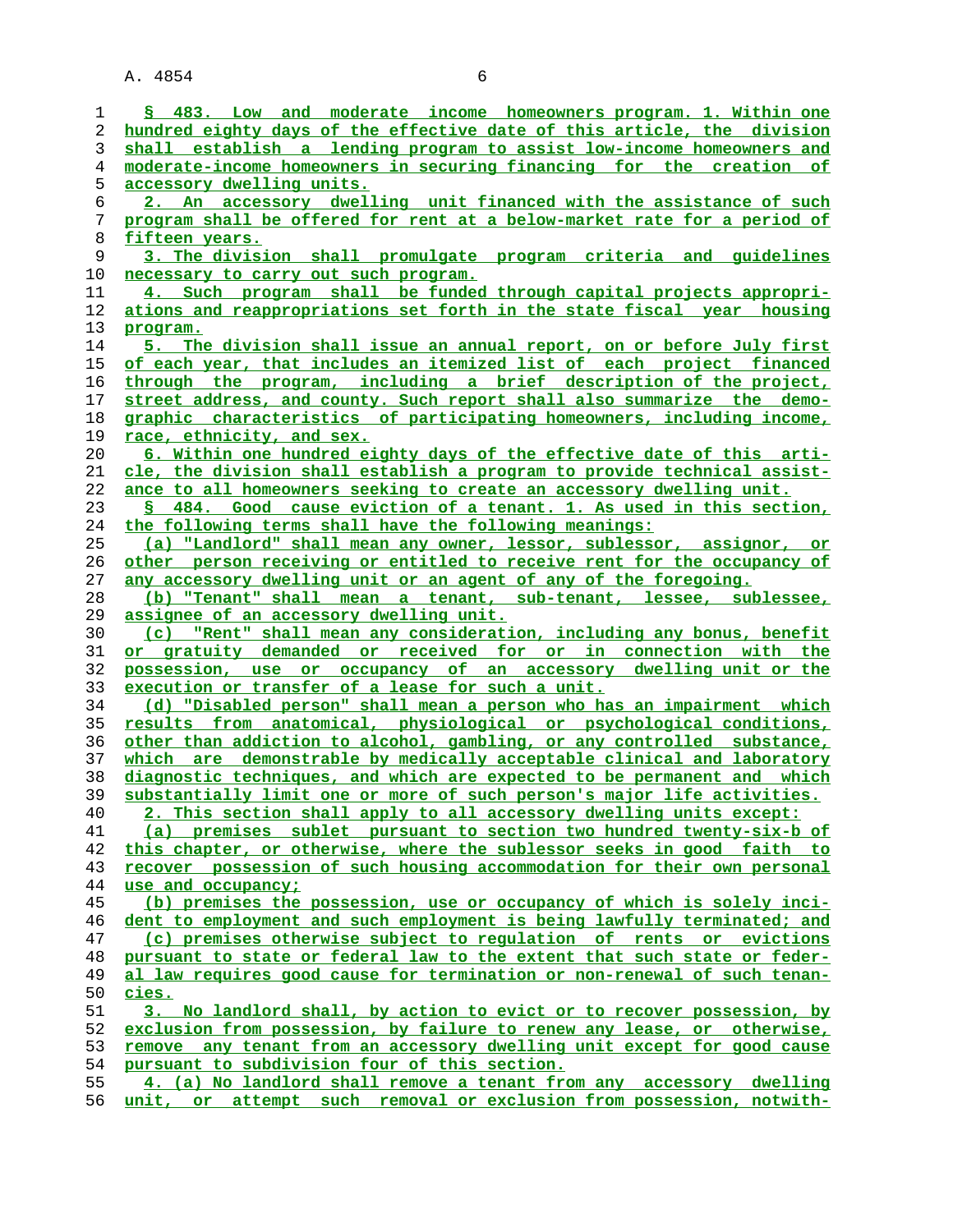§ 483. Low and moderate income homeowners program. 1. Within one hundred eighty days of the effective date of this article, the division shall establish a lending program to assist low-income homeowners and moderate-income homeowners in securing financing for the creation of accessory dwelling units.

2. An accessory dwelling unit financed with the assistance of such program shall be offered for rent at a below-market rate for a period of fifteen years.

3. The division shall promulgate program criteria and guidelines necessary to carry out such program.

4. Such program shall be funded through capital projects appropriations and reappropriations set forth in the state fiscal year housing program.

5. The division shall issue an annual report, on or before July first of each year, that includes an itemized list of each project financed through the program, including a brief description of the project, street address, and county. Such report shall also summarize the demographic characteristics of participating homeowners, including income, race, ethnicity, and sex.

6. Within one hundred eighty days of the effective date of this article, the division shall establish a program to provide technical assistance to all homeowners seeking to create an accessory dwelling unit.

§ 484. Good cause eviction of a tenant. 1. As used in this section, the following terms shall have the following meanings:

(a) "Landlord" shall mean any owner, lessor, sublessor, assignor, or other person receiving or entitled to receive rent for the occupancy of any accessory dwelling unit or an agent of any of the foregoing.

(b) "Tenant" shall mean a tenant, sub-tenant, lessee, sublessee, assignee of an accessory dwelling unit.

(c) "Rent" shall mean any consideration, including any bonus, benefit or gratuity demanded or received for or in connection with the possession, use or occupancy of an accessory dwelling unit or the execution or transfer of a lease for such a unit.

(d) "Disabled person" shall mean a person who has an impairment which results from anatomical, physiological or psychological conditions, other than addiction to alcohol, gambling, or any controlled substance, which are demonstrable by medically acceptable clinical and laboratory diagnostic techniques, and which are expected to be permanent and which substantially limit one or more of such person's major life activities.

2. This section shall apply to all accessory dwelling units except:

(a) premises sublet pursuant to section two hundred twenty-six-b of this chapter, or otherwise, where the sublessor seeks in good faith to recover possession of such housing accommodation for their own personal use and occupancy;

(b) premises the possession, use or occupancy of which is solely incident to employment and such employment is being lawfully terminated; and

(c) premises otherwise subject to regulation of rents or evictions pursuant to state or federal law to the extent that such state or federal law requires good cause for termination or non-renewal of such tenancies.

3. No landlord shall, by action to evict or to recover possession, by exclusion from possession, by failure to renew any lease, or otherwise, remove any tenant from an accessory dwelling unit except for good cause pursuant to subdivision four of this section.

4. (a) No landlord shall remove a tenant from any accessory dwelling unit, or attempt such removal or exclusion from possession, notwith-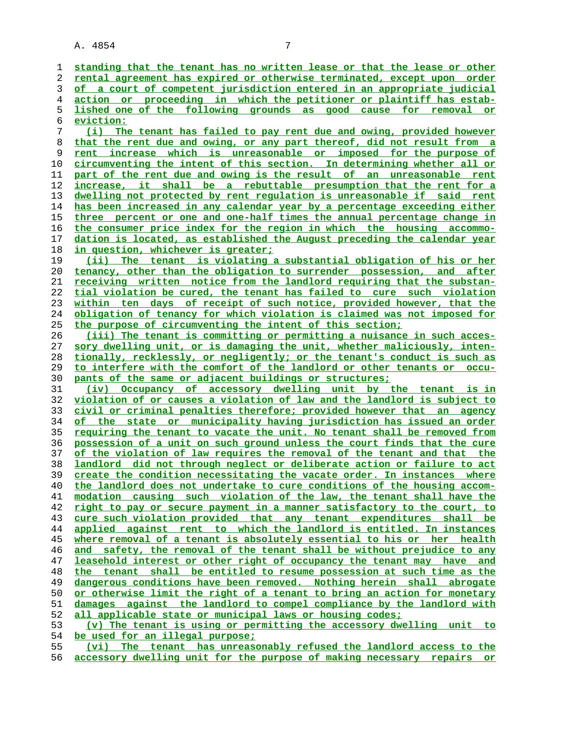standing that the tenant has no written lease or that the lease or other rental agreement has expired or otherwise terminated, except upon order of a court of competent jurisdiction entered in an appropriate judicial action or proceeding in which the petitioner or plaintiff has established one of the following grounds as good cause for removal or eviction:

(i) The tenant has failed to pay rent due and owing, provided however that the rent due and owing, or any part thereof, did not result from a rent increase which is unreasonable or imposed for the purpose of circumventing the intent of this section. In determining whether all or part of the rent due and owing is the result of an unreasonable rent increase, it shall be a rebuttable presumption that the rent for a dwelling not protected by rent regulation is unreasonable if said rent has been increased in any calendar year by a percentage exceeding either three percent or one and one-half times the annual percentage change in the consumer price index for the region in which the housing accommodation is located, as established the August preceding the calendar year in question, whichever is greater;

(ii) The tenant is violating a substantial obligation of his or her tenancy, other than the obligation to surrender possession, and after receiving written notice from the landlord requiring that the substantial violation be cured, the tenant has failed to cure such violation within ten days of receipt of such notice, provided however, that the obligation of tenancy for which violation is claimed was not imposed for the purpose of circumventing the intent of this section;

(iii) The tenant is committing or permitting a nuisance in such accessory dwelling unit, or is damaging the unit, whether maliciously, intentionally, recklessly, or negligently; or the tenant's conduct is such as to interfere with the comfort of the landlord or other tenants or occupants of the same or adjacent buildings or structures;

(iv) Occupancy of accessory dwelling unit by the tenant is in violation of or causes a violation of law and the landlord is subject to civil or criminal penalties therefore; provided however that an agency of the state or municipality having jurisdiction has issued an order requiring the tenant to vacate the unit. No tenant shall be removed from possession of a unit on such ground unless the court finds that the cure of the violation of law requires the removal of the tenant and that the landlord did not through neglect or deliberate action or failure to act create the condition necessitating the vacate order. In instances where the landlord does not undertake to cure conditions of the housing accommodation causing such violation of the law, the tenant shall have the right to pay or secure payment in a manner satisfactory to the court, to cure such violation provided that any tenant expenditures shall be applied against rent to which the landlord is entitled. In instances where removal of a tenant is absolutely essential to his or her health and safety, the removal of the tenant shall be without prejudice to any leasehold interest or other right of occupancy the tenant may have and the tenant shall be entitled to resume possession at such time as the dangerous conditions have been removed. Nothing herein shall abrogate or otherwise limit the right of a tenant to bring an action for monetary damages against the landlord to compel compliance by the landlord with all applicable state or municipal laws or housing codes;

(v) The tenant is using or permitting the accessory dwelling unit to be used for an illegal purpose;

(vi) The tenant has unreasonably refused the landlord access to the accessory dwelling unit for the purpose of making necessary repairs or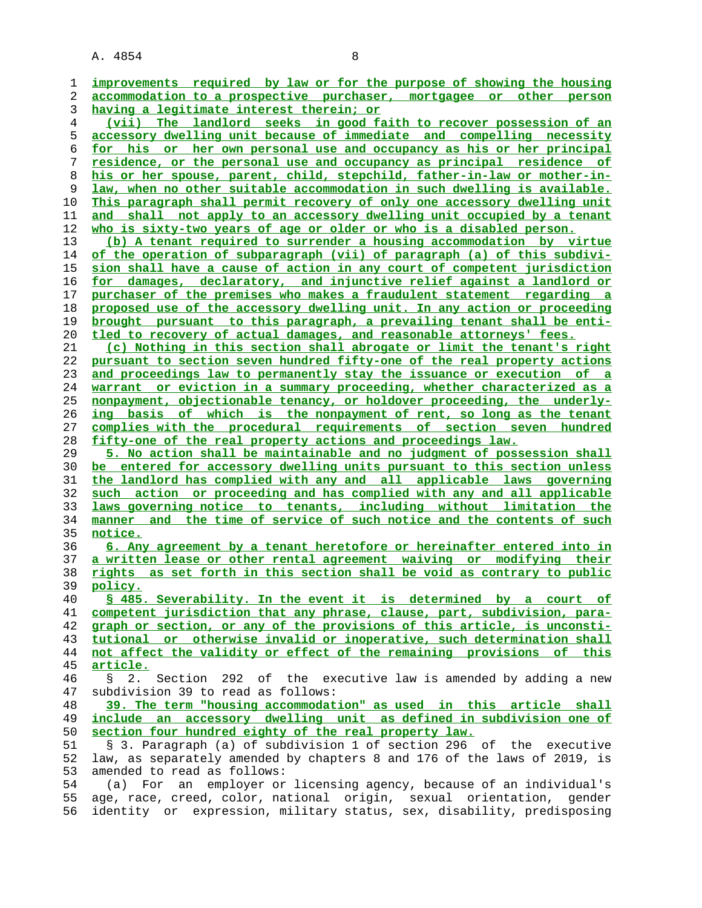improvements required by law or for the purpose of showing the housing accommodation to a prospective purchaser, mortgagee or other person having a legitimate interest therein; or

(vii) The landlord seeks in good faith to recover possession of an accessory dwelling unit because of immediate and compelling necessity for his or her own personal use and occupancy as his or her principal residence, or the personal use and occupancy as principal residence of his or her spouse, parent, child, stepchild, father-in-law or mother-in-law, when no other suitable accommodation in such dwelling is available. This paragraph shall permit recovery of only one accessory dwelling unit and shall not apply to an accessory dwelling unit occupied by a tenant who is sixty-two years of age or older or who is a disabled person.

(b) A tenant required to surrender a housing accommodation by virtue of the operation of subparagraph (vii) of paragraph (a) of this subdivision shall have a cause of action in any court of competent jurisdiction for damages, declaratory, and injunctive relief against a landlord or purchaser of the premises who makes a fraudulent statement regarding a proposed use of the accessory dwelling unit. In any action or proceeding brought pursuant to this paragraph, a prevailing tenant shall be entitled to recovery of actual damages, and reasonable attorneys' fees.

(c) Nothing in this section shall abrogate or limit the tenant's right pursuant to section seven hundred fifty-one of the real property actions and proceedings law to permanently stay the issuance or execution of a warrant or eviction in a summary proceeding, whether characterized as a nonpayment, objectionable tenancy, or holdover proceeding, the underlying basis of which is the nonpayment of rent, so long as the tenant complies with the procedural requirements of section seven hundred fifty-one of the real property actions and proceedings law.

5. No action shall be maintainable and no judgment of possession shall be entered for accessory dwelling units pursuant to this section unless the landlord has complied with any and all applicable laws governing such action or proceeding and has complied with any and all applicable laws governing notice to tenants, including without limitation the manner and the time of service of such notice and the contents of such notice.

6. Any agreement by a tenant heretofore or hereinafter entered into in a written lease or other rental agreement waiving or modifying their rights as set forth in this section shall be void as contrary to public policy.

§ 485. Severability. In the event it is determined by a court of competent jurisdiction that any phrase, clause, part, subdivision, paragraph or section, or any of the provisions of this article, is unconstitutional or otherwise invalid or inoperative, such determination shall not affect the validity or effect of the remaining provisions of this article.

§ 2. Section 292 of the executive law is amended by adding a new subdivision 39 to read as follows:

39. The term "housing accommodation" as used in this article shall include an accessory dwelling unit as defined in subdivision one of section four hundred eighty of the real property law.

§ 3. Paragraph (a) of subdivision 1 of section 296 of the executive law, as separately amended by chapters 8 and 176 of the laws of 2019, is amended to read as follows:

(a) For an employer or licensing agency, because of an individual's age, race, creed, color, national origin, sexual orientation, gender identity or expression, military status, sex, disability, predisposing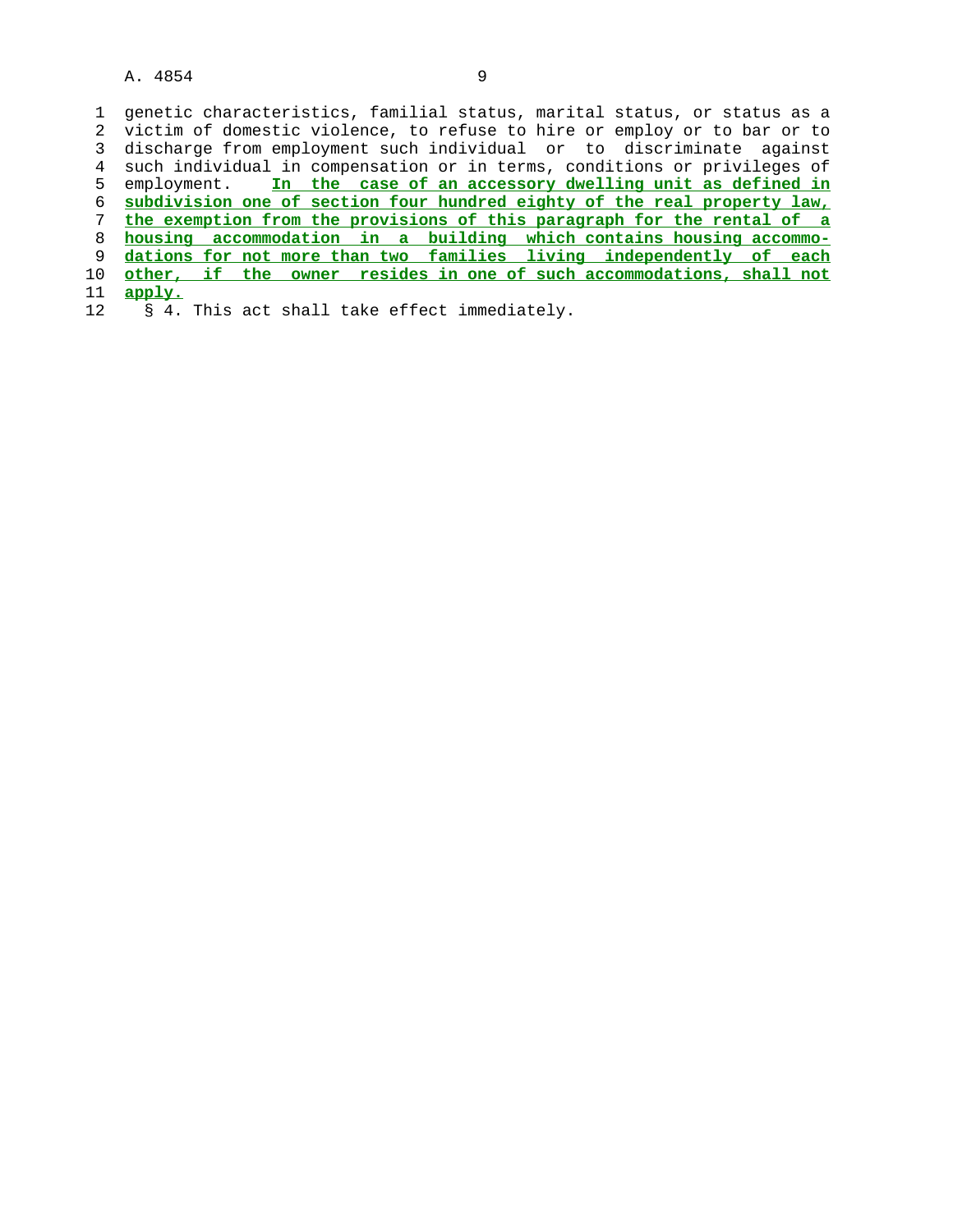genetic characteristics, familial status, marital status, or status as a victim of domestic violence, to refuse to hire or employ or to bar or to discharge from employment such individual or to discriminate against such individual in compensation or in terms, conditions or privileges of employment. **In the case of an accessory dwelling unit as defined in subdivision one of section four hundred eighty of the real property law, the exemption from the provisions of this paragraph for the rental of a housing accommodation in a building which contains housing accommodations for not more than two families living independently of each other, if the owner resides in one of such accommodations, shall not apply.**

§ 4. This act shall take effect immediately.